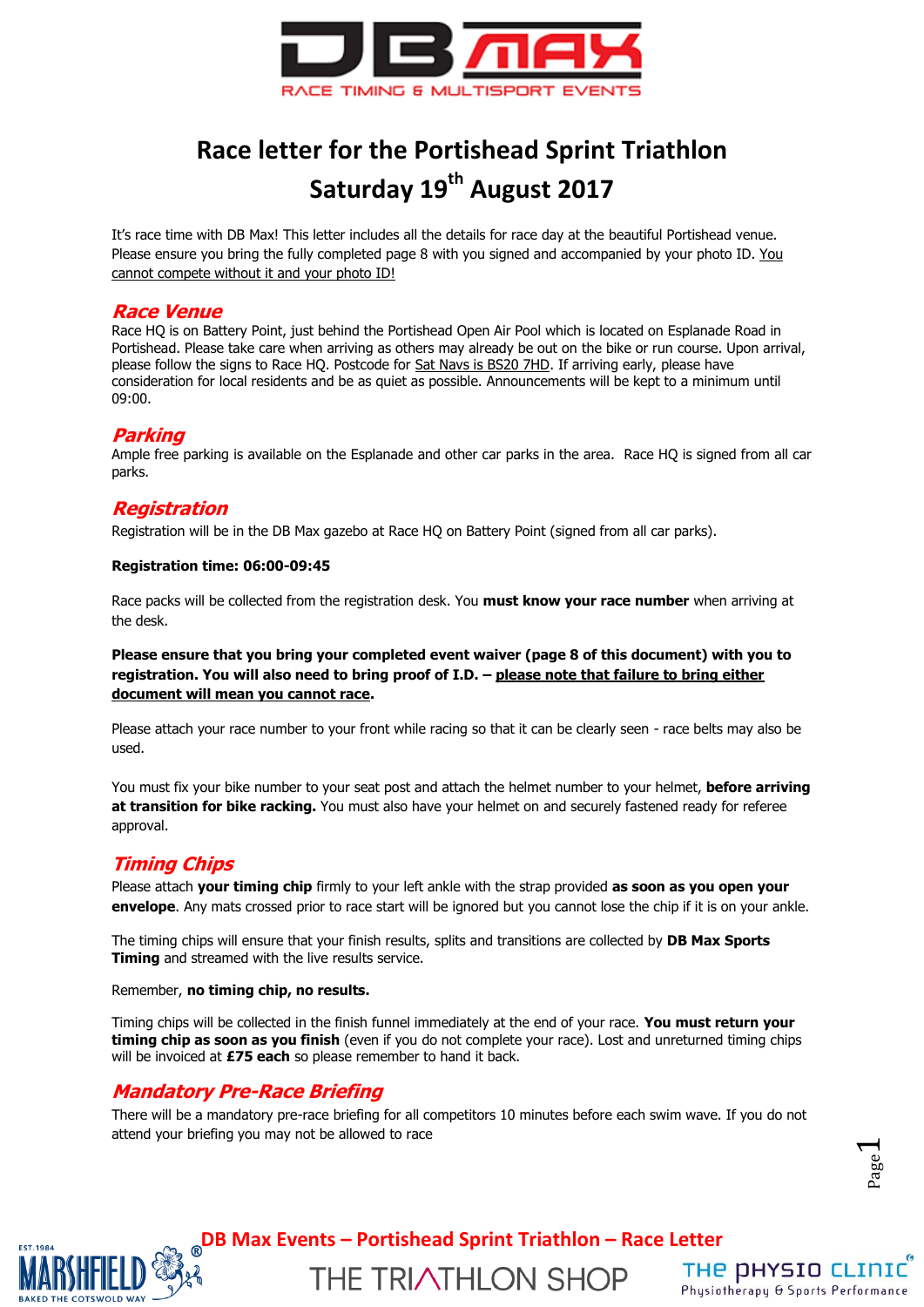# Race letter for the Portishead Sprint Triathlon
# Saturday 19th August 2017

It's race time with DB Max! This letter includes all the details for race day at the beautiful Portishead venue. Please ensure you bring the fully completed page 8 with you signed and accompanied by your photo ID. You cannot compete without it and your photo ID!

## *Race Venue*

Race HQ is on Battery Point, just behind the Portishead Open Air Pool which is located on Esplanade Road in Portishead. Please take care when arriving as others may already be out on the bike or run course. Upon arrival, please follow the signs to Race HQ. Postcode for Sat Navs is BS20 7HD. If arriving early, please have consideration for local residents and be as quiet as possible. Announcements will be kept to a minimum until 09:00.

## *Parking*

Ample free parking is available on the Esplanade and other car parks in the area. Race HQ is signed from all car parks.

## *Registration*

Registration will be in the DB Max gazebo at Race HQ on Battery Point (signed from all car parks).

**Registration time: 06:00-09:45**

Race packs will be collected from the registration desk. You **must know your race number** when arriving at the desk.

**Please ensure that you bring your completed event waiver (page 8 of this document) with you to registration. You will also need to bring proof of I.D. – please note that failure to bring either document will mean you cannot race.**

Please attach your race number to your front while racing so that it can be clearly seen - race belts may also be used.

You must fix your bike number to your seat post and attach the helmet number to your helmet, **before arriving at transition for bike racking.** You must also have your helmet on and securely fastened ready for referee approval.

## *Timing Chips*

Please attach **your timing chip** firmly to your left ankle with the strap provided **as soon as you open your envelope**. Any mats crossed prior to race start will be ignored but you cannot lose the chip if it is on your ankle.

The timing chips will ensure that your finish results, splits and transitions are collected by **DB Max Sports Timing** and streamed with the live results service.

Remember, **no timing chip, no results.**

Timing chips will be collected in the finish funnel immediately at the end of your race. **You must return your timing chip as soon as you finish** (even if you do not complete your race). Lost and unreturned timing chips will be invoiced at **£75 each** so please remember to hand it back.

## *Mandatory Pre-Race Briefing*

There will be a mandatory pre-race briefing for all competitors 10 minutes before each swim wave. If you do not attend your briefing you may not be allowed to race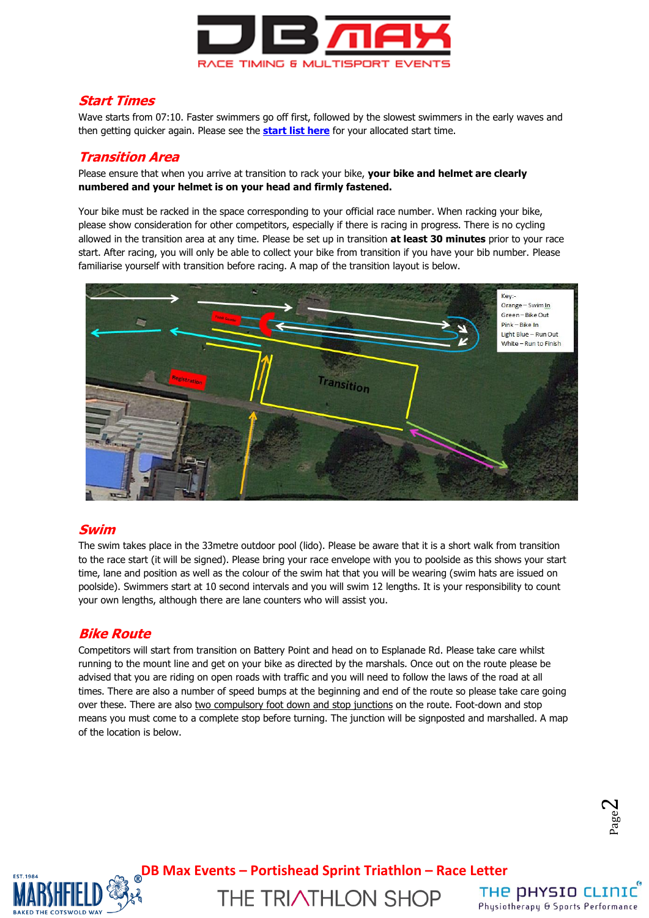## Start Times

Wave starts from 07:10. Faster swimmers go off first, followed by the slowest swimmers in the early waves and then getting quicker again. Please see the **start list here** for your allocated start time.

## Transition Area

Please ensure that when you arrive at transition to rack your bike, **your bike and helmet are clearly numbered and your helmet is on your head and firmly fastened.**

Your bike must be racked in the space corresponding to your official race number. When racking your bike, please show consideration for other competitors, especially if there is racing in progress. There is no cycling allowed in the transition area at any time. Please be set up in transition **at least 30 minutes** prior to your race start. After racing, you will only be able to collect your bike from transition if you have your bib number. Please familiarise yourself with transition before racing. A map of the transition layout is below.

Key:-
Orange – Swim In
Green – Bike Out
Pink – Bike In
Light Blue – Run Out
White – Run to Finish

## Swim

The swim takes place in the 33metre outdoor pool (lido). Please be aware that it is a short walk from transition to the race start (it will be signed). Please bring your race envelope with you to poolside as this shows your start time, lane and position as well as the colour of the swim hat that you will be wearing (swim hats are issued on poolside). Swimmers start at 10 second intervals and you will swim 12 lengths. It is your responsibility to count your own lengths, although there are lane counters who will assist you.

## Bike Route

Competitors will start from transition on Battery Point and head on to Esplanade Rd. Please take care whilst running to the mount line and get on your bike as directed by the marshals. Once out on the route please be advised that you are riding on open roads with traffic and you will need to follow the laws of the road at all times. There are also a number of speed bumps at the beginning and end of the route so please take care going over these. There are also two compulsory foot down and stop junctions on the route. Foot-down and stop means you must come to a complete stop before turning. The junction will be signposted and marshalled. A map of the location is below.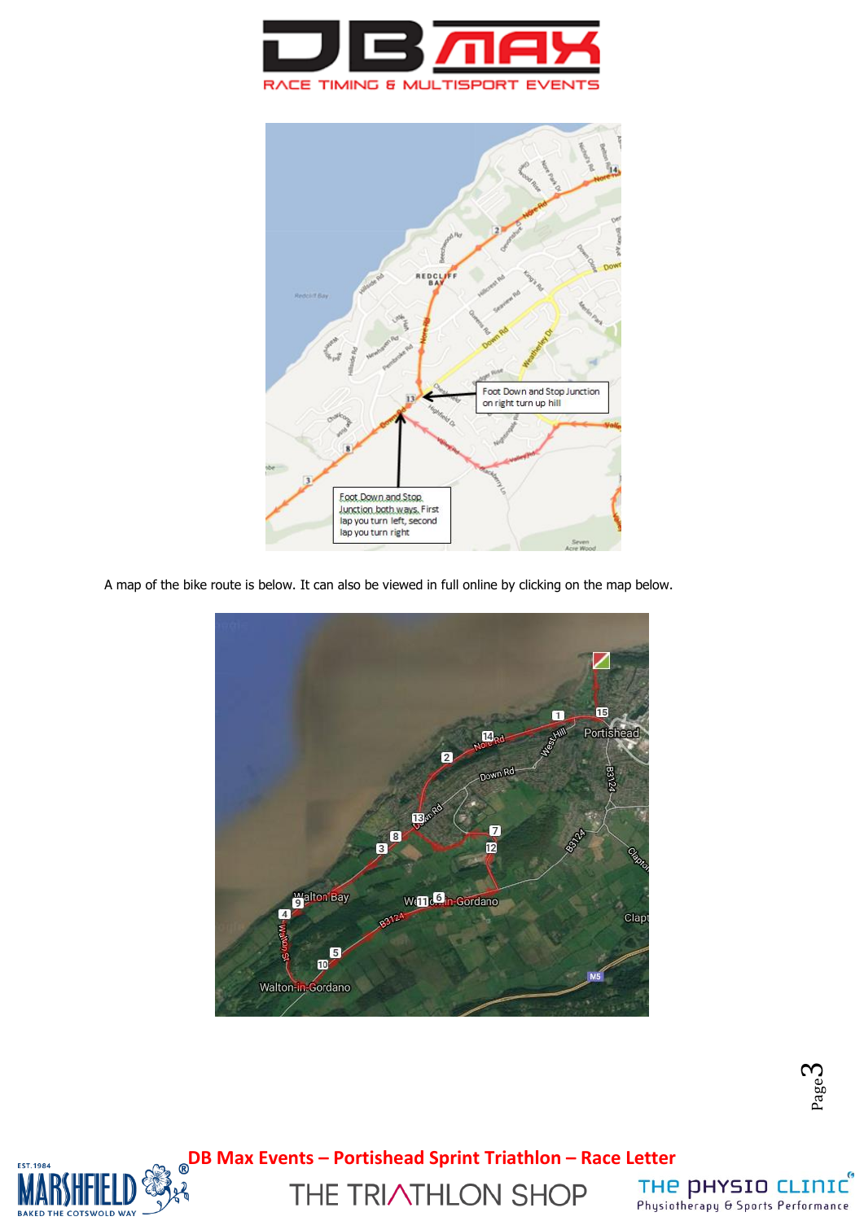Foot Down and Stop Junction on right turn up hill

Foot Down and Stop Junction both ways. First lap you turn left, second lap you turn right

A map of the bike route is below. It can also be viewed in full online by clicking on the map below.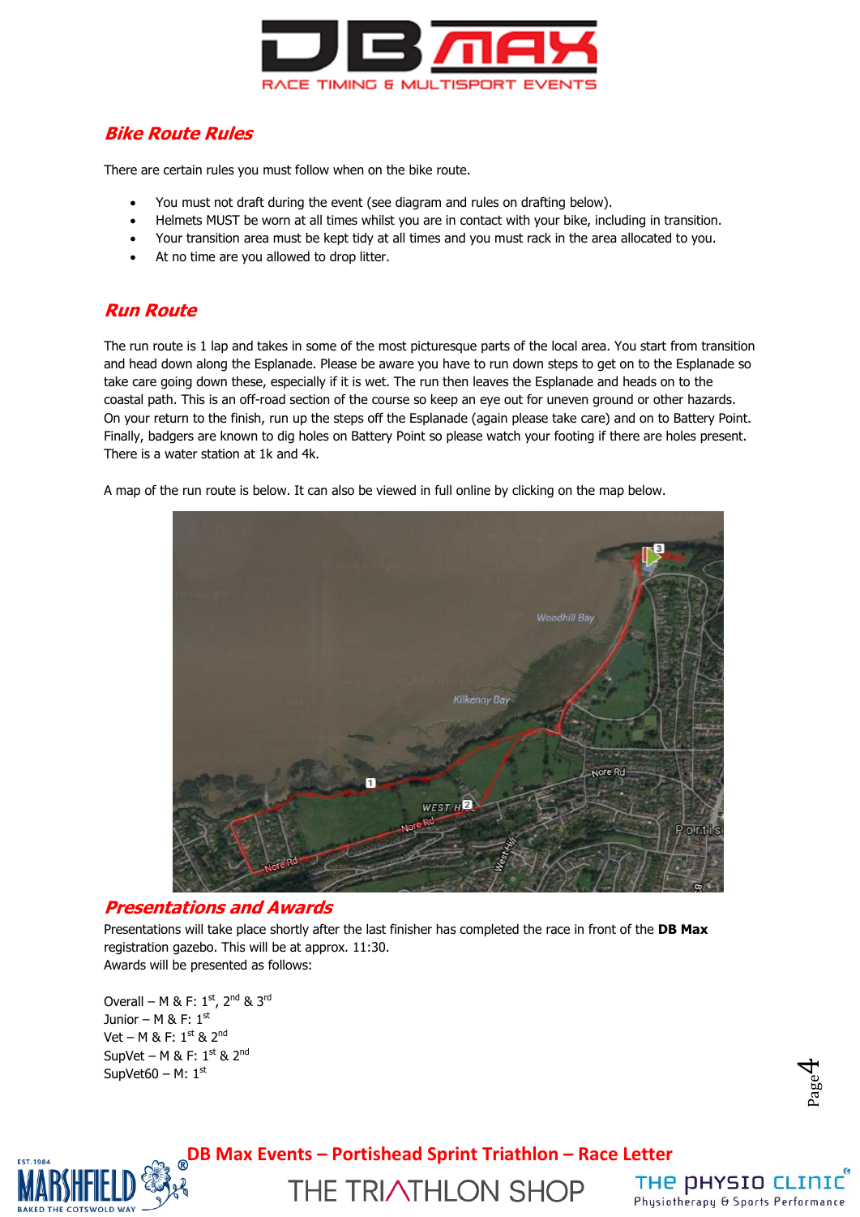## Bike Route Rules

There are certain rules you must follow when on the bike route.

- You must not draft during the event (see diagram and rules on drafting below).
- Helmets MUST be worn at all times whilst you are in contact with your bike, including in transition.
- Your transition area must be kept tidy at all times and you must rack in the area allocated to you.
- At no time are you allowed to drop litter.

## Run Route

The run route is 1 lap and takes in some of the most picturesque parts of the local area. You start from transition and head down along the Esplanade. Please be aware you have to run down steps to get on to the Esplanade so take care going down these, especially if it is wet. The run then leaves the Esplanade and heads on to the coastal path. This is an off-road section of the course so keep an eye out for uneven ground or other hazards. On your return to the finish, run up the steps off the Esplanade (again please take care) and on to Battery Point. Finally, badgers are known to dig holes on Battery Point so please watch your footing if there are holes present. There is a water station at 1k and 4k.

A map of the run route is below. It can also be viewed in full online by clicking on the map below.

## Presentations and Awards

Presentations will take place shortly after the last finisher has completed the race in front of the **DB Max** registration gazebo. This will be at approx. 11:30.
Awards will be presented as follows:

Overall – M & F: 1st, 2nd & 3rd
Junior – M & F: 1st
Vet – M & F: 1st & 2nd
SupVet – M & F: 1st & 2nd
SupVet60 – M: 1st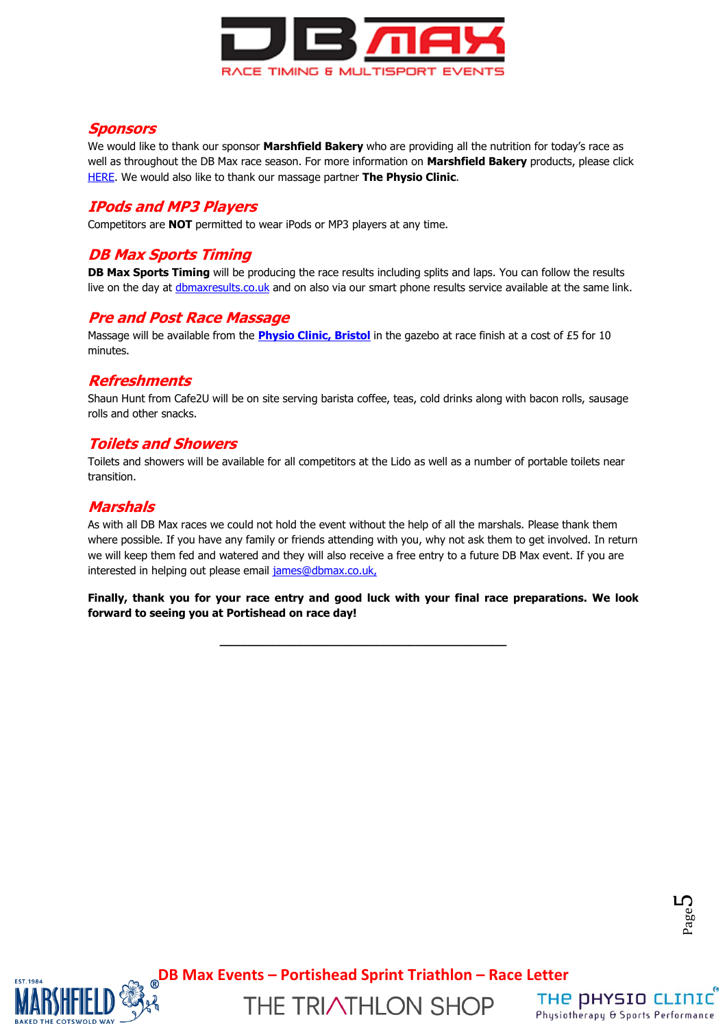## *Sponsors*

We would like to thank our sponsor **Marshfield Bakery** who are providing all the nutrition for today's race as well as throughout the DB Max race season. For more information on **Marshfield Bakery** products, please click HERE. We would also like to thank our massage partner **The Physio Clinic**.

## *IPods and MP3 Players*

Competitors are **NOT** permitted to wear iPods or MP3 players at any time.

## *DB Max Sports Timing*

**DB Max Sports Timing** will be producing the race results including splits and laps. You can follow the results live on the day at dbmaxresults.co.uk and on also via our smart phone results service available at the same link.

## *Pre and Post Race Massage*

Massage will be available from the **Physio Clinic, Bristol** in the gazebo at race finish at a cost of £5 for 10 minutes.

## *Refreshments*

Shaun Hunt from Cafe2U will be on site serving barista coffee, teas, cold drinks along with bacon rolls, sausage rolls and other snacks.

## *Toilets and Showers*

Toilets and showers will be available for all competitors at the Lido as well as a number of portable toilets near transition.

## *Marshals*

As with all DB Max races we could not hold the event without the help of all the marshals. Please thank them where possible. If you have any family or friends attending with you, why not ask them to get involved. In return we will keep them fed and watered and they will also receive a free entry to a future DB Max event. If you are interested in helping out please email james@dbmax.co.uk,

**Finally, thank you for your race entry and good luck with your final race preparations. We look forward to seeing you at Portishead on race day!**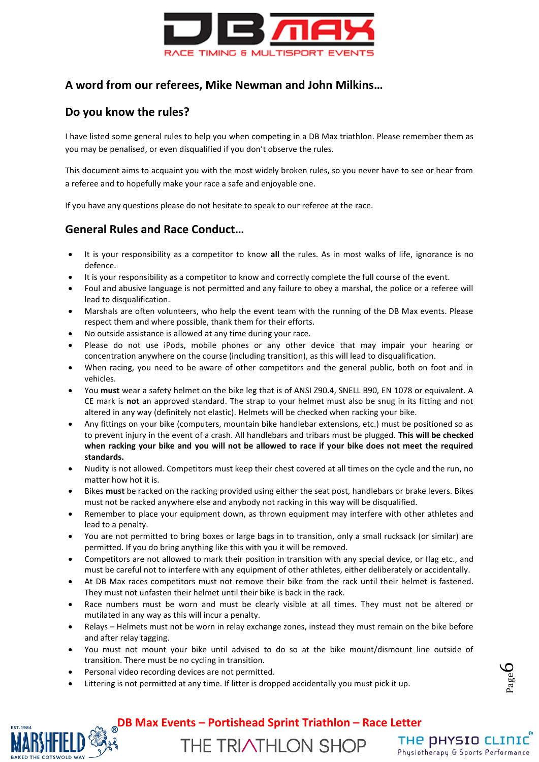## A word from our referees, Mike Newman and John Milkins…

## Do you know the rules?

I have listed some general rules to help you when competing in a DB Max triathlon. Please remember them as you may be penalised, or even disqualified if you don't observe the rules.

This document aims to acquaint you with the most widely broken rules, so you never have to see or hear from a referee and to hopefully make your race a safe and enjoyable one.

If you have any questions please do not hesitate to speak to our referee at the race.

## General Rules and Race Conduct…

- It is your responsibility as a competitor to know **all** the rules. As in most walks of life, ignorance is no defence.
- It is your responsibility as a competitor to know and correctly complete the full course of the event.
- Foul and abusive language is not permitted and any failure to obey a marshal, the police or a referee will lead to disqualification.
- Marshals are often volunteers, who help the event team with the running of the DB Max events. Please respect them and where possible, thank them for their efforts.
- No outside assistance is allowed at any time during your race.
- Please do not use iPods, mobile phones or any other device that may impair your hearing or concentration anywhere on the course (including transition), as this will lead to disqualification.
- When racing, you need to be aware of other competitors and the general public, both on foot and in vehicles.
- You **must** wear a safety helmet on the bike leg that is of ANSI Z90.4, SNELL B90, EN 1078 or equivalent. A CE mark is **not** an approved standard. The strap to your helmet must also be snug in its fitting and not altered in any way (definitely not elastic). Helmets will be checked when racking your bike.
- Any fittings on your bike (computers, mountain bike handlebar extensions, etc.) must be positioned so as to prevent injury in the event of a crash. All handlebars and tribars must be plugged. **This will be checked when racking your bike and you will not be allowed to race if your bike does not meet the required standards.**
- Nudity is not allowed. Competitors must keep their chest covered at all times on the cycle and the run, no matter how hot it is.
- Bikes **must** be racked on the racking provided using either the seat post, handlebars or brake levers. Bikes must not be racked anywhere else and anybody not racking in this way will be disqualified.
- Remember to place your equipment down, as thrown equipment may interfere with other athletes and lead to a penalty.
- You are not permitted to bring boxes or large bags in to transition, only a small rucksack (or similar) are permitted. If you do bring anything like this with you it will be removed.
- Competitors are not allowed to mark their position in transition with any special device, or flag etc., and must be careful not to interfere with any equipment of other athletes, either deliberately or accidentally.
- At DB Max races competitors must not remove their bike from the rack until their helmet is fastened. They must not unfasten their helmet until their bike is back in the rack.
- Race numbers must be worn and must be clearly visible at all times. They must not be altered or mutilated in any way as this will incur a penalty.
- Relays – Helmets must not be worn in relay exchange zones, instead they must remain on the bike before and after relay tagging.
- You must not mount your bike until advised to do so at the bike mount/dismount line outside of transition. There must be no cycling in transition.
- Personal video recording devices are not permitted.
- Littering is not permitted at any time. If litter is dropped accidentally you must pick it up.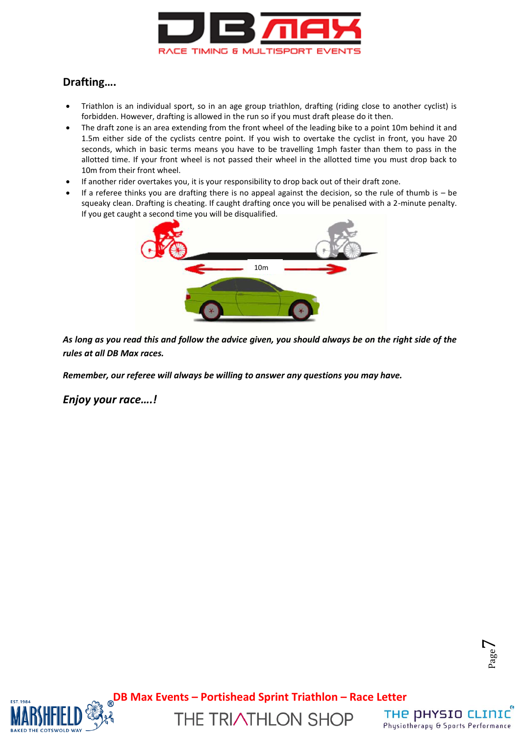## Drafting….

- Triathlon is an individual sport, so in an age group triathlon, drafting (riding close to another cyclist) is forbidden. However, drafting is allowed in the run so if you must draft please do it then.
- The draft zone is an area extending from the front wheel of the leading bike to a point 10m behind it and 1.5m either side of the cyclists centre point. If you wish to overtake the cyclist in front, you have 20 seconds, which in basic terms means you have to be travelling 1mph faster than them to pass in the allotted time. If your front wheel is not passed their wheel in the allotted time you must drop back to 10m from their front wheel.
- If another rider overtakes you, it is your responsibility to drop back out of their draft zone.
- If a referee thinks you are drafting there is no appeal against the decision, so the rule of thumb is – be squeaky clean. Drafting is cheating. If caught drafting once you will be penalised with a 2-minute penalty. If you get caught a second time you will be disqualified.

***As long as you read this and follow the advice given, you should always be on the right side of the rules at all DB Max races.***

***Remember, our referee will always be willing to answer any questions you may have.***

***Enjoy your race….!***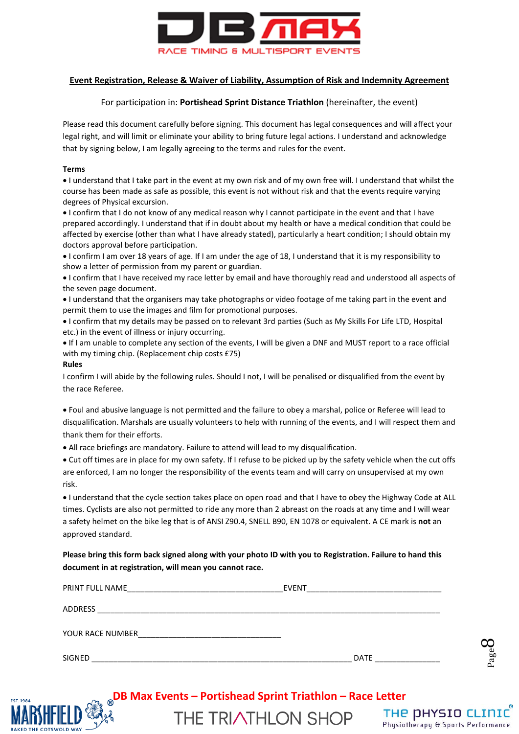DB MAX
RACE TIMING & MULTISPORT EVENTS

## Event Registration, Release & Waiver of Liability, Assumption of Risk and Indemnity Agreement

For participation in: **Portishead Sprint Distance Triathlon** (hereinafter, the event)

Please read this document carefully before signing. This document has legal consequences and will affect your legal right, and will limit or eliminate your ability to bring future legal actions. I understand and acknowledge that by signing below, I am legally agreeing to the terms and rules for the event.

**Terms**

- I understand that I take part in the event at my own risk and of my own free will. I understand that whilst the course has been made as safe as possible, this event is not without risk and that the events require varying degrees of Physical excursion.
- I confirm that I do not know of any medical reason why I cannot participate in the event and that I have prepared accordingly. I understand that if in doubt about my health or have a medical condition that could be affected by exercise (other than what I have already stated), particularly a heart condition; I should obtain my doctors approval before participation.
- I confirm I am over 18 years of age. If I am under the age of 18, I understand that it is my responsibility to show a letter of permission from my parent or guardian.
- I confirm that I have received my race letter by email and have thoroughly read and understood all aspects of the seven page document.
- I understand that the organisers may take photographs or video footage of me taking part in the event and permit them to use the images and film for promotional purposes.
- I confirm that my details may be passed on to relevant 3rd parties (Such as My Skills For Life LTD, Hospital etc.) in the event of illness or injury occurring.
- If I am unable to complete any section of the events, I will be given a DNF and MUST report to a race official with my timing chip. (Replacement chip costs £75)

**Rules**

I confirm I will abide by the following rules. Should I not, I will be penalised or disqualified from the event by the race Referee.

- Foul and abusive language is not permitted and the failure to obey a marshal, police or Referee will lead to disqualification. Marshals are usually volunteers to help with running of the events, and I will respect them and thank them for their efforts.
- All race briefings are mandatory. Failure to attend will lead to my disqualification.
- Cut off times are in place for my own safety. If I refuse to be picked up by the safety vehicle when the cut offs are enforced, I am no longer the responsibility of the events team and will carry on unsupervised at my own risk.
- I understand that the cycle section takes place on open road and that I have to obey the Highway Code at ALL times. Cyclists are also not permitted to ride any more than 2 abreast on the roads at any time and I will wear a safety helmet on the bike leg that is of ANSI Z90.4, SNELL B90, EN 1078 or equivalent. A CE mark is **not** an approved standard.

**Please bring this form back signed along with your photo ID with you to Registration. Failure to hand this document in at registration, will mean you cannot race.**

PRINT FULL NAME___________________________________EVENT______________________________

ADDRESS ___________________________________________________________________________

YOUR RACE NUMBER________________________________

SIGNED __________________________________________________________ DATE ______________